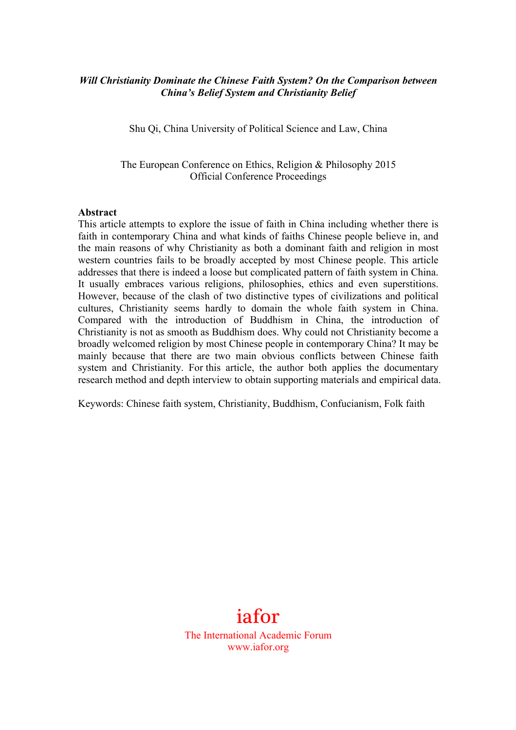***Will Christianity Dominate the Chinese Faith System? On the Comparison between China's Belief System and Christianity Belief***

Shu Qi, China University of Political Science and Law, China

The European Conference on Ethics, Religion & Philosophy 2015
Official Conference Proceedings

**Abstract**

This article attempts to explore the issue of faith in China including whether there is faith in contemporary China and what kinds of faiths Chinese people believe in, and the main reasons of why Christianity as both a dominant faith and religion in most western countries fails to be broadly accepted by most Chinese people. This article addresses that there is indeed a loose but complicated pattern of faith system in China. It usually embraces various religions, philosophies, ethics and even superstitions. However, because of the clash of two distinctive types of civilizations and political cultures, Christianity seems hardly to domain the whole faith system in China. Compared with the introduction of Buddhism in China, the introduction of Christianity is not as smooth as Buddhism does. Why could not Christianity become a broadly welcomed religion by most Chinese people in contemporary China? It may be mainly because that there are two main obvious conflicts between Chinese faith system and Christianity. For this article, the author both applies the documentary research method and depth interview to obtain supporting materials and empirical data.

Keywords: Chinese faith system, Christianity, Buddhism, Confucianism, Folk faith

iafor
The International Academic Forum
www.iafor.org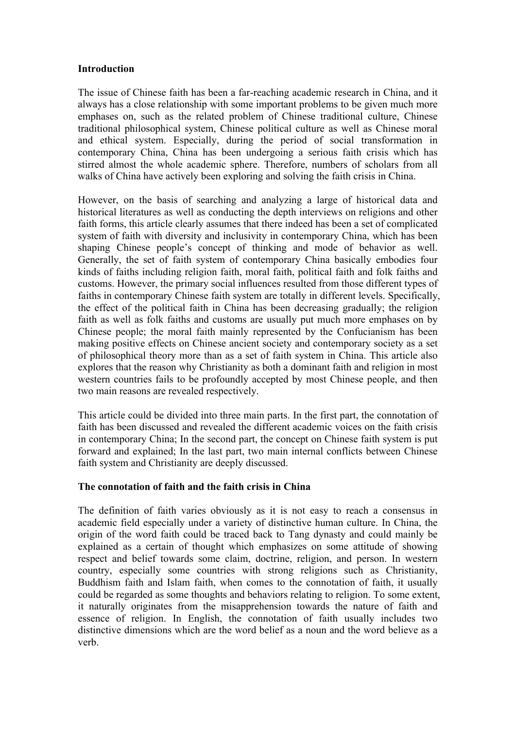## Introduction

The issue of Chinese faith has been a far-reaching academic research in China, and it always has a close relationship with some important problems to be given much more emphases on, such as the related problem of Chinese traditional culture, Chinese traditional philosophical system, Chinese political culture as well as Chinese moral and ethical system. Especially, during the period of social transformation in contemporary China, China has been undergoing a serious faith crisis which has stirred almost the whole academic sphere. Therefore, numbers of scholars from all walks of China have actively been exploring and solving the faith crisis in China.

However, on the basis of searching and analyzing a large of historical data and historical literatures as well as conducting the depth interviews on religions and other faith forms, this article clearly assumes that there indeed has been a set of complicated system of faith with diversity and inclusivity in contemporary China, which has been shaping Chinese people's concept of thinking and mode of behavior as well. Generally, the set of faith system of contemporary China basically embodies four kinds of faiths including religion faith, moral faith, political faith and folk faiths and customs. However, the primary social influences resulted from those different types of faiths in contemporary Chinese faith system are totally in different levels. Specifically, the effect of the political faith in China has been decreasing gradually; the religion faith as well as folk faiths and customs are usually put much more emphases on by Chinese people; the moral faith mainly represented by the Confucianism has been making positive effects on Chinese ancient society and contemporary society as a set of philosophical theory more than as a set of faith system in China. This article also explores that the reason why Christianity as both a dominant faith and religion in most western countries fails to be profoundly accepted by most Chinese people, and then two main reasons are revealed respectively.

This article could be divided into three main parts. In the first part, the connotation of faith has been discussed and revealed the different academic voices on the faith crisis in contemporary China; In the second part, the concept on Chinese faith system is put forward and explained; In the last part, two main internal conflicts between Chinese faith system and Christianity are deeply discussed.

## The connotation of faith and the faith crisis in China

The definition of faith varies obviously as it is not easy to reach a consensus in academic field especially under a variety of distinctive human culture. In China, the origin of the word faith could be traced back to Tang dynasty and could mainly be explained as a certain of thought which emphasizes on some attitude of showing respect and belief towards some claim, doctrine, religion, and person. In western country, especially some countries with strong religions such as Christianity, Buddhism faith and Islam faith, when comes to the connotation of faith, it usually could be regarded as some thoughts and behaviors relating to religion. To some extent, it naturally originates from the misapprehension towards the nature of faith and essence of religion. In English, the connotation of faith usually includes two distinctive dimensions which are the word belief as a noun and the word believe as a verb.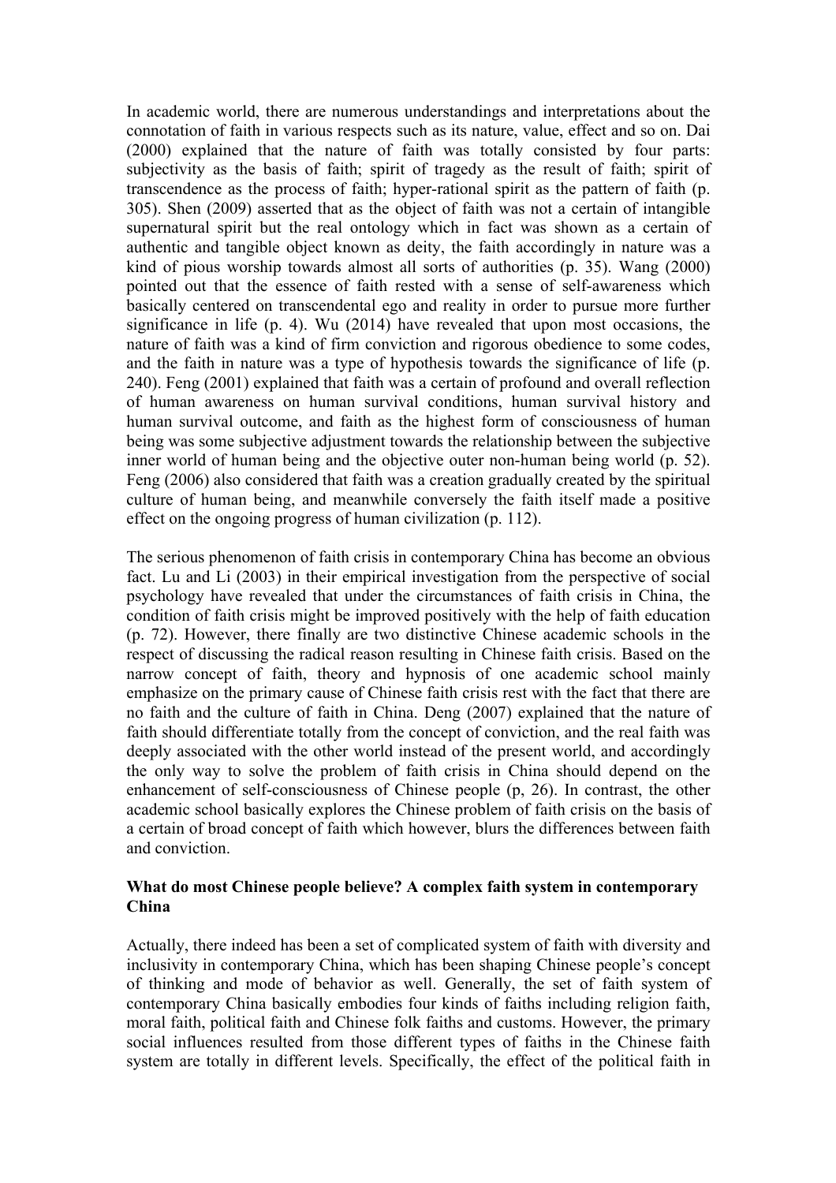In academic world, there are numerous understandings and interpretations about the connotation of faith in various respects such as its nature, value, effect and so on. Dai (2000) explained that the nature of faith was totally consisted by four parts: subjectivity as the basis of faith; spirit of tragedy as the result of faith; spirit of transcendence as the process of faith; hyper-rational spirit as the pattern of faith (p. 305). Shen (2009) asserted that as the object of faith was not a certain of intangible supernatural spirit but the real ontology which in fact was shown as a certain of authentic and tangible object known as deity, the faith accordingly in nature was a kind of pious worship towards almost all sorts of authorities (p. 35). Wang (2000) pointed out that the essence of faith rested with a sense of self-awareness which basically centered on transcendental ego and reality in order to pursue more further significance in life (p. 4). Wu (2014) have revealed that upon most occasions, the nature of faith was a kind of firm conviction and rigorous obedience to some codes, and the faith in nature was a type of hypothesis towards the significance of life (p. 240). Feng (2001) explained that faith was a certain of profound and overall reflection of human awareness on human survival conditions, human survival history and human survival outcome, and faith as the highest form of consciousness of human being was some subjective adjustment towards the relationship between the subjective inner world of human being and the objective outer non-human being world (p. 52). Feng (2006) also considered that faith was a creation gradually created by the spiritual culture of human being, and meanwhile conversely the faith itself made a positive effect on the ongoing progress of human civilization (p. 112).

The serious phenomenon of faith crisis in contemporary China has become an obvious fact. Lu and Li (2003) in their empirical investigation from the perspective of social psychology have revealed that under the circumstances of faith crisis in China, the condition of faith crisis might be improved positively with the help of faith education (p. 72). However, there finally are two distinctive Chinese academic schools in the respect of discussing the radical reason resulting in Chinese faith crisis. Based on the narrow concept of faith, theory and hypnosis of one academic school mainly emphasize on the primary cause of Chinese faith crisis rest with the fact that there are no faith and the culture of faith in China. Deng (2007) explained that the nature of faith should differentiate totally from the concept of conviction, and the real faith was deeply associated with the other world instead of the present world, and accordingly the only way to solve the problem of faith crisis in China should depend on the enhancement of self-consciousness of Chinese people (p, 26). In contrast, the other academic school basically explores the Chinese problem of faith crisis on the basis of a certain of broad concept of faith which however, blurs the differences between faith and conviction.

**What do most Chinese people believe? A complex faith system in contemporary China**

Actually, there indeed has been a set of complicated system of faith with diversity and inclusivity in contemporary China, which has been shaping Chinese people's concept of thinking and mode of behavior as well. Generally, the set of faith system of contemporary China basically embodies four kinds of faiths including religion faith, moral faith, political faith and Chinese folk faiths and customs. However, the primary social influences resulted from those different types of faiths in the Chinese faith system are totally in different levels. Specifically, the effect of the political faith in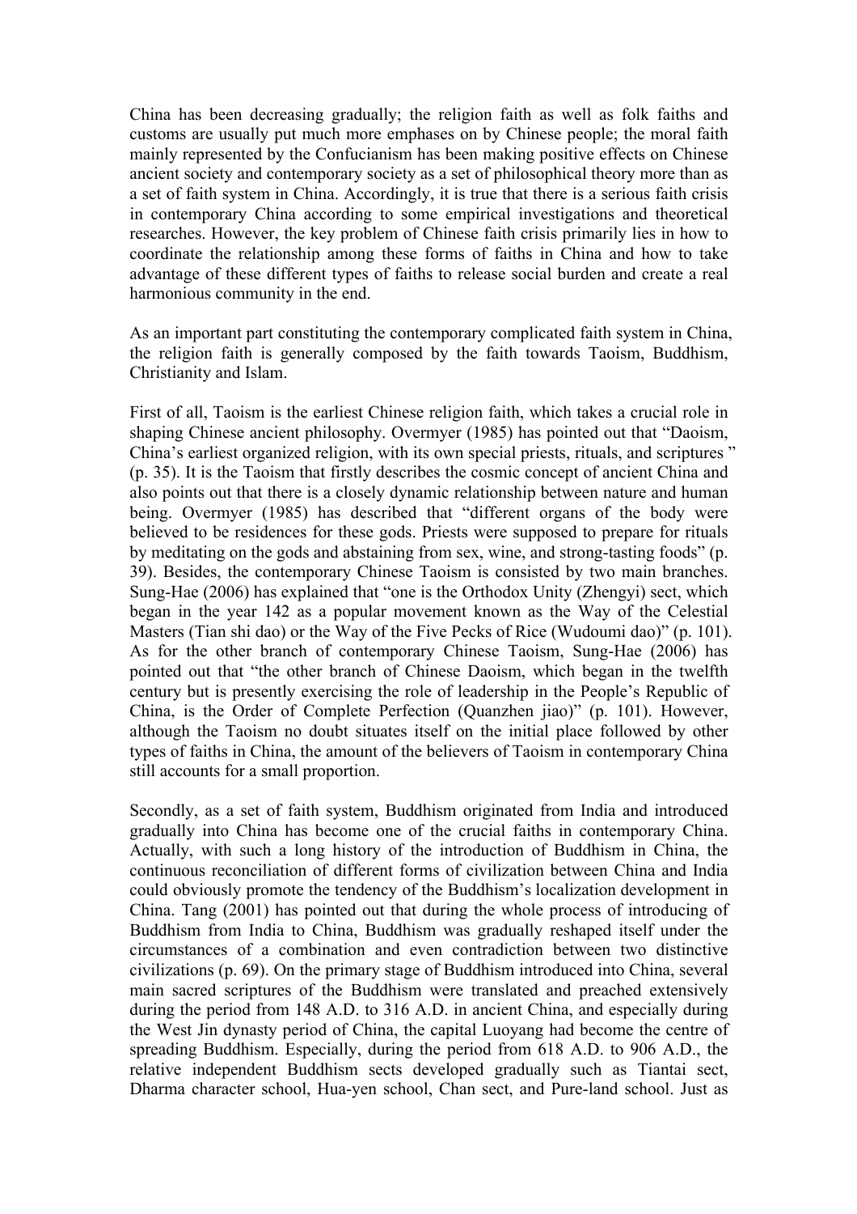China has been decreasing gradually; the religion faith as well as folk faiths and customs are usually put much more emphases on by Chinese people; the moral faith mainly represented by the Confucianism has been making positive effects on Chinese ancient society and contemporary society as a set of philosophical theory more than as a set of faith system in China. Accordingly, it is true that there is a serious faith crisis in contemporary China according to some empirical investigations and theoretical researches. However, the key problem of Chinese faith crisis primarily lies in how to coordinate the relationship among these forms of faiths in China and how to take advantage of these different types of faiths to release social burden and create a real harmonious community in the end.

As an important part constituting the contemporary complicated faith system in China, the religion faith is generally composed by the faith towards Taoism, Buddhism, Christianity and Islam.

First of all, Taoism is the earliest Chinese religion faith, which takes a crucial role in shaping Chinese ancient philosophy. Overmyer (1985) has pointed out that "Daoism, China's earliest organized religion, with its own special priests, rituals, and scriptures " (p. 35). It is the Taoism that firstly describes the cosmic concept of ancient China and also points out that there is a closely dynamic relationship between nature and human being. Overmyer (1985) has described that "different organs of the body were believed to be residences for these gods. Priests were supposed to prepare for rituals by meditating on the gods and abstaining from sex, wine, and strong-tasting foods" (p. 39). Besides, the contemporary Chinese Taoism is consisted by two main branches. Sung-Hae (2006) has explained that "one is the Orthodox Unity (Zhengyi) sect, which began in the year 142 as a popular movement known as the Way of the Celestial Masters (Tian shi dao) or the Way of the Five Pecks of Rice (Wudoumi dao)" (p. 101). As for the other branch of contemporary Chinese Taoism, Sung-Hae (2006) has pointed out that "the other branch of Chinese Daoism, which began in the twelfth century but is presently exercising the role of leadership in the People's Republic of China, is the Order of Complete Perfection (Quanzhen jiao)" (p. 101). However, although the Taoism no doubt situates itself on the initial place followed by other types of faiths in China, the amount of the believers of Taoism in contemporary China still accounts for a small proportion.

Secondly, as a set of faith system, Buddhism originated from India and introduced gradually into China has become one of the crucial faiths in contemporary China. Actually, with such a long history of the introduction of Buddhism in China, the continuous reconciliation of different forms of civilization between China and India could obviously promote the tendency of the Buddhism's localization development in China. Tang (2001) has pointed out that during the whole process of introducing of Buddhism from India to China, Buddhism was gradually reshaped itself under the circumstances of a combination and even contradiction between two distinctive civilizations (p. 69). On the primary stage of Buddhism introduced into China, several main sacred scriptures of the Buddhism were translated and preached extensively during the period from 148 A.D. to 316 A.D. in ancient China, and especially during the West Jin dynasty period of China, the capital Luoyang had become the centre of spreading Buddhism. Especially, during the period from 618 A.D. to 906 A.D., the relative independent Buddhism sects developed gradually such as Tiantai sect, Dharma character school, Hua-yen school, Chan sect, and Pure-land school. Just as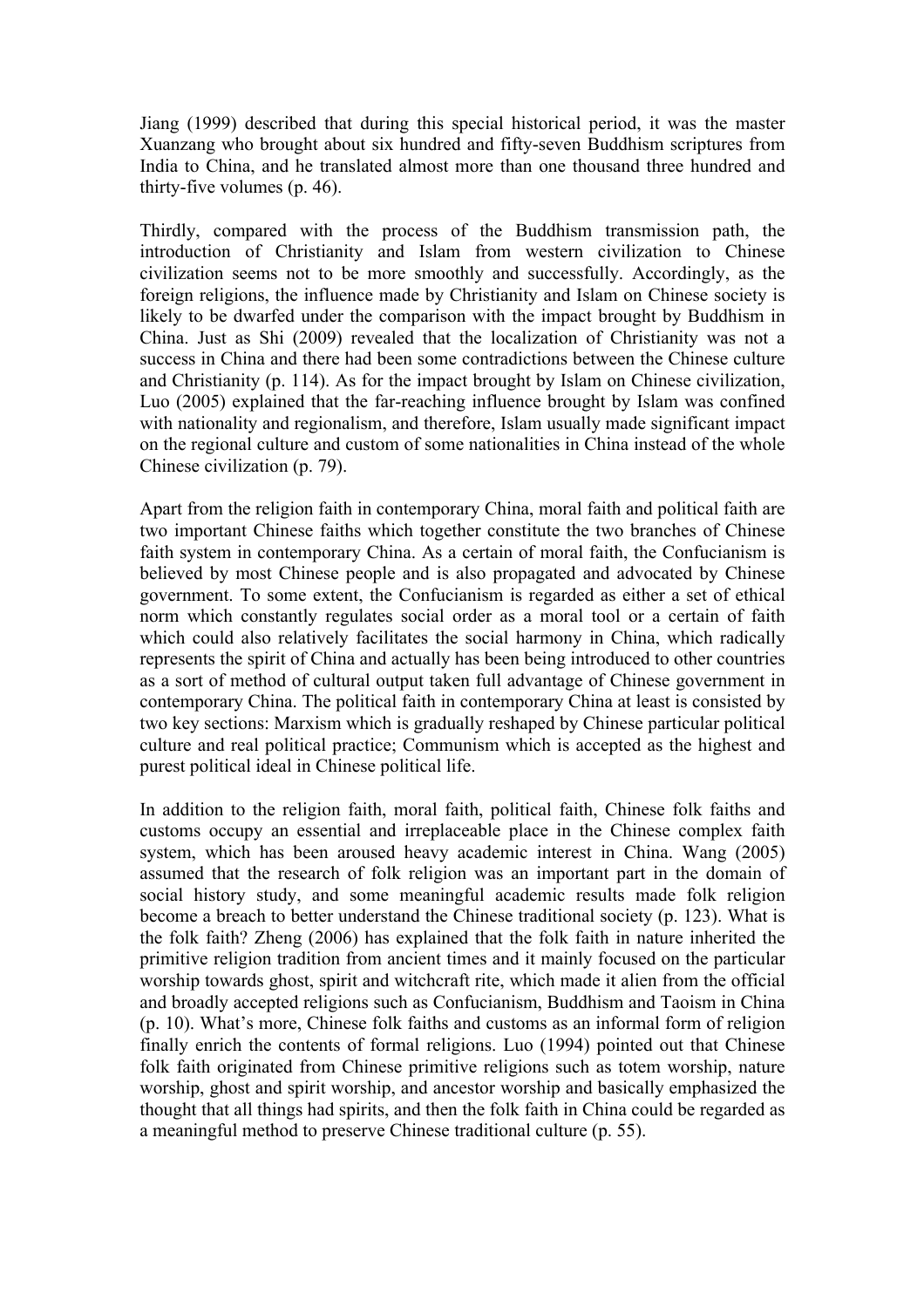Jiang (1999) described that during this special historical period, it was the master Xuanzang who brought about six hundred and fifty-seven Buddhism scriptures from India to China, and he translated almost more than one thousand three hundred and thirty-five volumes (p. 46).

Thirdly, compared with the process of the Buddhism transmission path, the introduction of Christianity and Islam from western civilization to Chinese civilization seems not to be more smoothly and successfully. Accordingly, as the foreign religions, the influence made by Christianity and Islam on Chinese society is likely to be dwarfed under the comparison with the impact brought by Buddhism in China. Just as Shi (2009) revealed that the localization of Christianity was not a success in China and there had been some contradictions between the Chinese culture and Christianity (p. 114). As for the impact brought by Islam on Chinese civilization, Luo (2005) explained that the far-reaching influence brought by Islam was confined with nationality and regionalism, and therefore, Islam usually made significant impact on the regional culture and custom of some nationalities in China instead of the whole Chinese civilization (p. 79).

Apart from the religion faith in contemporary China, moral faith and political faith are two important Chinese faiths which together constitute the two branches of Chinese faith system in contemporary China. As a certain of moral faith, the Confucianism is believed by most Chinese people and is also propagated and advocated by Chinese government. To some extent, the Confucianism is regarded as either a set of ethical norm which constantly regulates social order as a moral tool or a certain of faith which could also relatively facilitates the social harmony in China, which radically represents the spirit of China and actually has been being introduced to other countries as a sort of method of cultural output taken full advantage of Chinese government in contemporary China. The political faith in contemporary China at least is consisted by two key sections: Marxism which is gradually reshaped by Chinese particular political culture and real political practice; Communism which is accepted as the highest and purest political ideal in Chinese political life.

In addition to the religion faith, moral faith, political faith, Chinese folk faiths and customs occupy an essential and irreplaceable place in the Chinese complex faith system, which has been aroused heavy academic interest in China. Wang (2005) assumed that the research of folk religion was an important part in the domain of social history study, and some meaningful academic results made folk religion become a breach to better understand the Chinese traditional society (p. 123). What is the folk faith? Zheng (2006) has explained that the folk faith in nature inherited the primitive religion tradition from ancient times and it mainly focused on the particular worship towards ghost, spirit and witchcraft rite, which made it alien from the official and broadly accepted religions such as Confucianism, Buddhism and Taoism in China (p. 10). What's more, Chinese folk faiths and customs as an informal form of religion finally enrich the contents of formal religions. Luo (1994) pointed out that Chinese folk faith originated from Chinese primitive religions such as totem worship, nature worship, ghost and spirit worship, and ancestor worship and basically emphasized the thought that all things had spirits, and then the folk faith in China could be regarded as a meaningful method to preserve Chinese traditional culture (p. 55).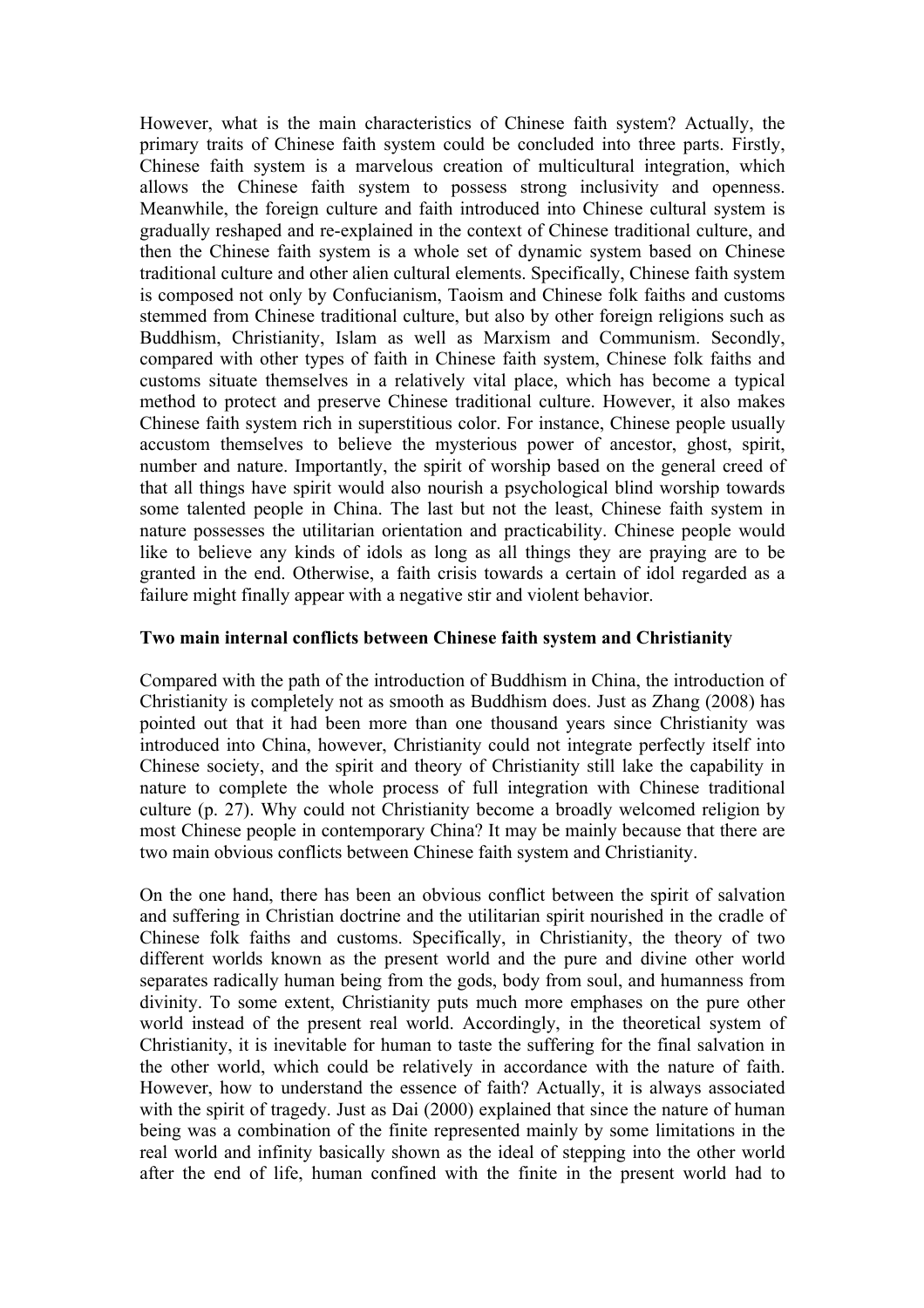However, what is the main characteristics of Chinese faith system? Actually, the primary traits of Chinese faith system could be concluded into three parts. Firstly, Chinese faith system is a marvelous creation of multicultural integration, which allows the Chinese faith system to possess strong inclusivity and openness. Meanwhile, the foreign culture and faith introduced into Chinese cultural system is gradually reshaped and re-explained in the context of Chinese traditional culture, and then the Chinese faith system is a whole set of dynamic system based on Chinese traditional culture and other alien cultural elements. Specifically, Chinese faith system is composed not only by Confucianism, Taoism and Chinese folk faiths and customs stemmed from Chinese traditional culture, but also by other foreign religions such as Buddhism, Christianity, Islam as well as Marxism and Communism. Secondly, compared with other types of faith in Chinese faith system, Chinese folk faiths and customs situate themselves in a relatively vital place, which has become a typical method to protect and preserve Chinese traditional culture. However, it also makes Chinese faith system rich in superstitious color. For instance, Chinese people usually accustom themselves to believe the mysterious power of ancestor, ghost, spirit, number and nature. Importantly, the spirit of worship based on the general creed of that all things have spirit would also nourish a psychological blind worship towards some talented people in China. The last but not the least, Chinese faith system in nature possesses the utilitarian orientation and practicability. Chinese people would like to believe any kinds of idols as long as all things they are praying are to be granted in the end. Otherwise, a faith crisis towards a certain of idol regarded as a failure might finally appear with a negative stir and violent behavior.

**Two main internal conflicts between Chinese faith system and Christianity**

Compared with the path of the introduction of Buddhism in China, the introduction of Christianity is completely not as smooth as Buddhism does. Just as Zhang (2008) has pointed out that it had been more than one thousand years since Christianity was introduced into China, however, Christianity could not integrate perfectly itself into Chinese society, and the spirit and theory of Christianity still lake the capability in nature to complete the whole process of full integration with Chinese traditional culture (p. 27). Why could not Christianity become a broadly welcomed religion by most Chinese people in contemporary China? It may be mainly because that there are two main obvious conflicts between Chinese faith system and Christianity.

On the one hand, there has been an obvious conflict between the spirit of salvation and suffering in Christian doctrine and the utilitarian spirit nourished in the cradle of Chinese folk faiths and customs. Specifically, in Christianity, the theory of two different worlds known as the present world and the pure and divine other world separates radically human being from the gods, body from soul, and humanness from divinity. To some extent, Christianity puts much more emphases on the pure other world instead of the present real world. Accordingly, in the theoretical system of Christianity, it is inevitable for human to taste the suffering for the final salvation in the other world, which could be relatively in accordance with the nature of faith. However, how to understand the essence of faith? Actually, it is always associated with the spirit of tragedy. Just as Dai (2000) explained that since the nature of human being was a combination of the finite represented mainly by some limitations in the real world and infinity basically shown as the ideal of stepping into the other world after the end of life, human confined with the finite in the present world had to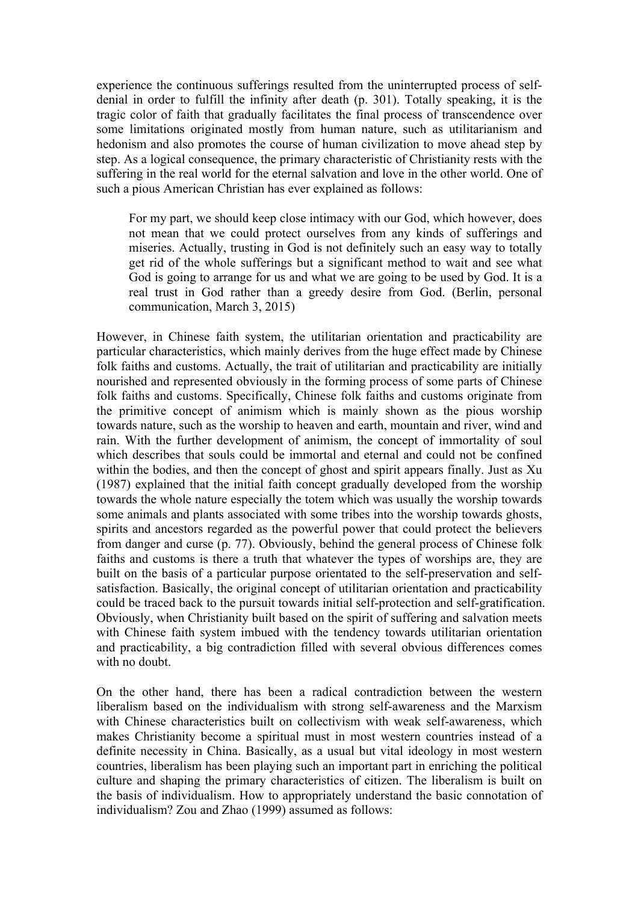experience the continuous sufferings resulted from the uninterrupted process of self-denial in order to fulfill the infinity after death (p. 301). Totally speaking, it is the tragic color of faith that gradually facilitates the final process of transcendence over some limitations originated mostly from human nature, such as utilitarianism and hedonism and also promotes the course of human civilization to move ahead step by step. As a logical consequence, the primary characteristic of Christianity rests with the suffering in the real world for the eternal salvation and love in the other world. One of such a pious American Christian has ever explained as follows:

> For my part, we should keep close intimacy with our God, which however, does not mean that we could protect ourselves from any kinds of sufferings and miseries. Actually, trusting in God is not definitely such an easy way to totally get rid of the whole sufferings but a significant method to wait and see what God is going to arrange for us and what we are going to be used by God. It is a real trust in God rather than a greedy desire from God. (Berlin, personal communication, March 3, 2015)

However, in Chinese faith system, the utilitarian orientation and practicability are particular characteristics, which mainly derives from the huge effect made by Chinese folk faiths and customs. Actually, the trait of utilitarian and practicability are initially nourished and represented obviously in the forming process of some parts of Chinese folk faiths and customs. Specifically, Chinese folk faiths and customs originate from the primitive concept of animism which is mainly shown as the pious worship towards nature, such as the worship to heaven and earth, mountain and river, wind and rain. With the further development of animism, the concept of immortality of soul which describes that souls could be immortal and eternal and could not be confined within the bodies, and then the concept of ghost and spirit appears finally. Just as Xu (1987) explained that the initial faith concept gradually developed from the worship towards the whole nature especially the totem which was usually the worship towards some animals and plants associated with some tribes into the worship towards ghosts, spirits and ancestors regarded as the powerful power that could protect the believers from danger and curse (p. 77). Obviously, behind the general process of Chinese folk faiths and customs is there a truth that whatever the types of worships are, they are built on the basis of a particular purpose orientated to the self-preservation and self-satisfaction. Basically, the original concept of utilitarian orientation and practicability could be traced back to the pursuit towards initial self-protection and self-gratification. Obviously, when Christianity built based on the spirit of suffering and salvation meets with Chinese faith system imbued with the tendency towards utilitarian orientation and practicability, a big contradiction filled with several obvious differences comes with no doubt.

On the other hand, there has been a radical contradiction between the western liberalism based on the individualism with strong self-awareness and the Marxism with Chinese characteristics built on collectivism with weak self-awareness, which makes Christianity become a spiritual must in most western countries instead of a definite necessity in China. Basically, as a usual but vital ideology in most western countries, liberalism has been playing such an important part in enriching the political culture and shaping the primary characteristics of citizen. The liberalism is built on the basis of individualism. How to appropriately understand the basic connotation of individualism? Zou and Zhao (1999) assumed as follows: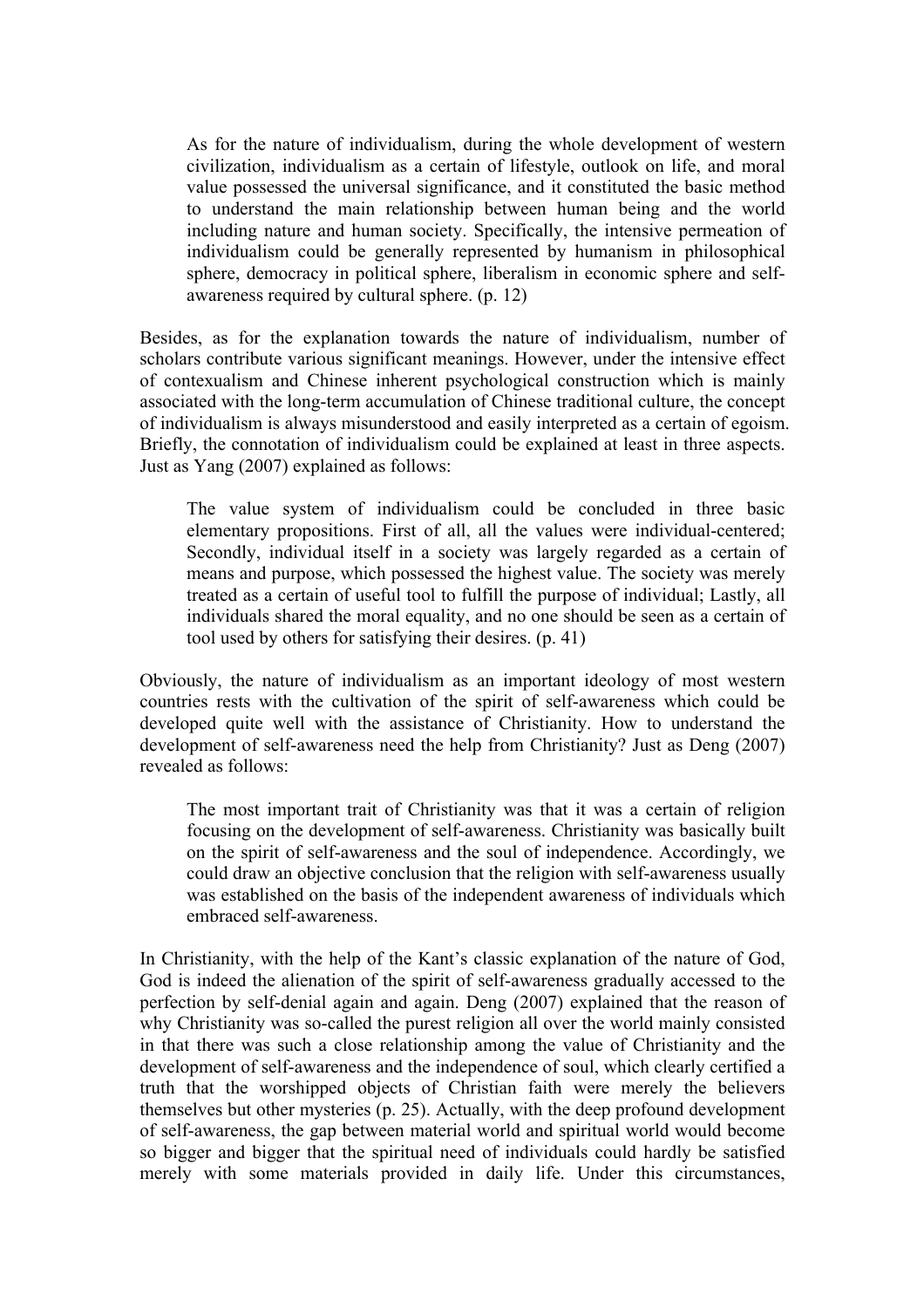> As for the nature of individualism, during the whole development of western civilization, individualism as a certain of lifestyle, outlook on life, and moral value possessed the universal significance, and it constituted the basic method to understand the main relationship between human being and the world including nature and human society. Specifically, the intensive permeation of individualism could be generally represented by humanism in philosophical sphere, democracy in political sphere, liberalism in economic sphere and self-awareness required by cultural sphere. (p. 12)

Besides, as for the explanation towards the nature of individualism, number of scholars contribute various significant meanings. However, under the intensive effect of contexualism and Chinese inherent psychological construction which is mainly associated with the long-term accumulation of Chinese traditional culture, the concept of individualism is always misunderstood and easily interpreted as a certain of egoism. Briefly, the connotation of individualism could be explained at least in three aspects. Just as Yang (2007) explained as follows:

> The value system of individualism could be concluded in three basic elementary propositions. First of all, all the values were individual-centered; Secondly, individual itself in a society was largely regarded as a certain of means and purpose, which possessed the highest value. The society was merely treated as a certain of useful tool to fulfill the purpose of individual; Lastly, all individuals shared the moral equality, and no one should be seen as a certain of tool used by others for satisfying their desires. (p. 41)

Obviously, the nature of individualism as an important ideology of most western countries rests with the cultivation of the spirit of self-awareness which could be developed quite well with the assistance of Christianity. How to understand the development of self-awareness need the help from Christianity? Just as Deng (2007) revealed as follows:

> The most important trait of Christianity was that it was a certain of religion focusing on the development of self-awareness. Christianity was basically built on the spirit of self-awareness and the soul of independence. Accordingly, we could draw an objective conclusion that the religion with self-awareness usually was established on the basis of the independent awareness of individuals which embraced self-awareness.

In Christianity, with the help of the Kant's classic explanation of the nature of God, God is indeed the alienation of the spirit of self-awareness gradually accessed to the perfection by self-denial again and again. Deng (2007) explained that the reason of why Christianity was so-called the purest religion all over the world mainly consisted in that there was such a close relationship among the value of Christianity and the development of self-awareness and the independence of soul, which clearly certified a truth that the worshipped objects of Christian faith were merely the believers themselves but other mysteries (p. 25). Actually, with the deep profound development of self-awareness, the gap between material world and spiritual world would become so bigger and bigger that the spiritual need of individuals could hardly be satisfied merely with some materials provided in daily life. Under this circumstances,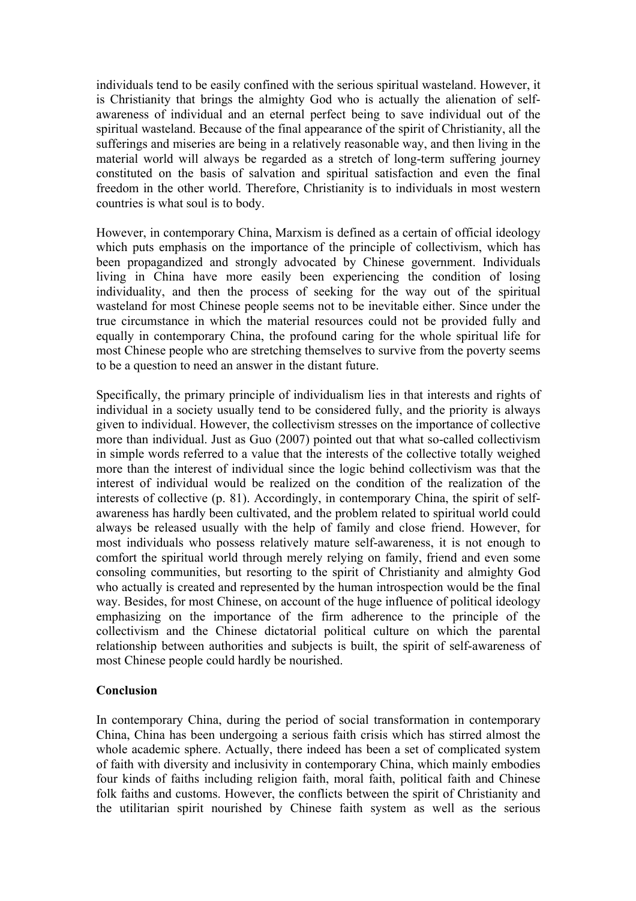individuals tend to be easily confined with the serious spiritual wasteland. However, it is Christianity that brings the almighty God who is actually the alienation of self-awareness of individual and an eternal perfect being to save individual out of the spiritual wasteland. Because of the final appearance of the spirit of Christianity, all the sufferings and miseries are being in a relatively reasonable way, and then living in the material world will always be regarded as a stretch of long-term suffering journey constituted on the basis of salvation and spiritual satisfaction and even the final freedom in the other world. Therefore, Christianity is to individuals in most western countries is what soul is to body.

However, in contemporary China, Marxism is defined as a certain of official ideology which puts emphasis on the importance of the principle of collectivism, which has been propagandized and strongly advocated by Chinese government. Individuals living in China have more easily been experiencing the condition of losing individuality, and then the process of seeking for the way out of the spiritual wasteland for most Chinese people seems not to be inevitable either. Since under the true circumstance in which the material resources could not be provided fully and equally in contemporary China, the profound caring for the whole spiritual life for most Chinese people who are stretching themselves to survive from the poverty seems to be a question to need an answer in the distant future.

Specifically, the primary principle of individualism lies in that interests and rights of individual in a society usually tend to be considered fully, and the priority is always given to individual. However, the collectivism stresses on the importance of collective more than individual. Just as Guo (2007) pointed out that what so-called collectivism in simple words referred to a value that the interests of the collective totally weighed more than the interest of individual since the logic behind collectivism was that the interest of individual would be realized on the condition of the realization of the interests of collective (p. 81). Accordingly, in contemporary China, the spirit of self-awareness has hardly been cultivated, and the problem related to spiritual world could always be released usually with the help of family and close friend. However, for most individuals who possess relatively mature self-awareness, it is not enough to comfort the spiritual world through merely relying on family, friend and even some consoling communities, but resorting to the spirit of Christianity and almighty God who actually is created and represented by the human introspection would be the final way. Besides, for most Chinese, on account of the huge influence of political ideology emphasizing on the importance of the firm adherence to the principle of the collectivism and the Chinese dictatorial political culture on which the parental relationship between authorities and subjects is built, the spirit of self-awareness of most Chinese people could hardly be nourished.

**Conclusion**

In contemporary China, during the period of social transformation in contemporary China, China has been undergoing a serious faith crisis which has stirred almost the whole academic sphere. Actually, there indeed has been a set of complicated system of faith with diversity and inclusivity in contemporary China, which mainly embodies four kinds of faiths including religion faith, moral faith, political faith and Chinese folk faiths and customs. However, the conflicts between the spirit of Christianity and the utilitarian spirit nourished by Chinese faith system as well as the serious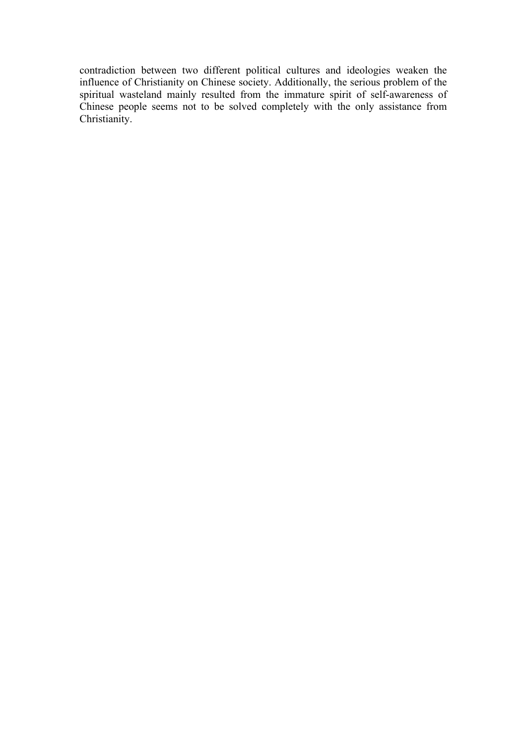contradiction between two different political cultures and ideologies weaken the influence of Christianity on Chinese society. Additionally, the serious problem of the spiritual wasteland mainly resulted from the immature spirit of self-awareness of Chinese people seems not to be solved completely with the only assistance from Christianity.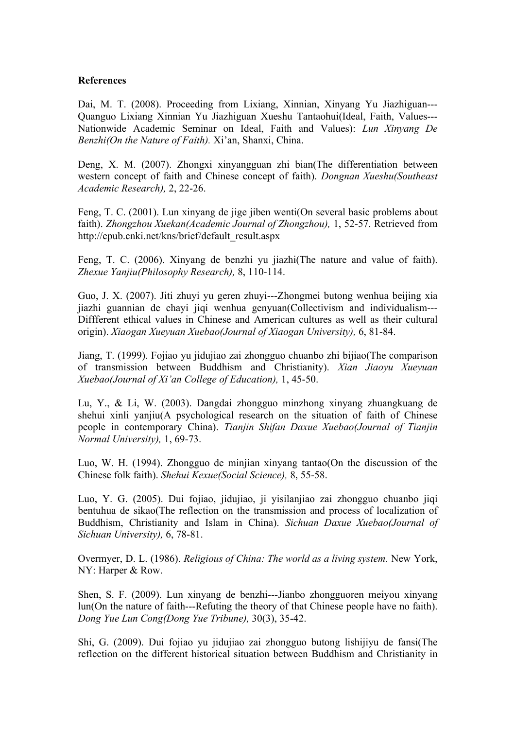**References**

Dai, M. T. (2008). Proceeding from Lixiang, Xinnian, Xinyang Yu Jiazhiguan---Quanguo Lixiang Xinnian Yu Jiazhiguan Xueshu Tantaohui(Ideal, Faith, Values---Nationwide Academic Seminar on Ideal, Faith and Values): *Lun Xinyang De Benzhi(On the Nature of Faith).* Xi'an, Shanxi, China.

Deng, X. M. (2007). Zhongxi xinyangguan zhi bian(The differentiation between western concept of faith and Chinese concept of faith). *Dongnan Xueshu(Southeast Academic Research),* 2, 22-26.

Feng, T. C. (2001). Lun xinyang de jige jiben wenti(On several basic problems about faith). *Zhongzhou Xuekan(Academic Journal of Zhongzhou),* 1, 52-57. Retrieved from http://epub.cnki.net/kns/brief/default_result.aspx

Feng, T. C. (2006). Xinyang de benzhi yu jiazhi(The nature and value of faith). *Zhexue Yanjiu(Philosophy Research),* 8, 110-114.

Guo, J. X. (2007). Jiti zhuyi yu geren zhuyi---Zhongmei butong wenhua beijing xia jiazhi guannian de chayi jiqi wenhua genyuan(Collectivism and individualism---Diffferent ethical values in Chinese and American cultures as well as their cultural origin). *Xiaogan Xueyuan Xuebao(Journal of Xiaogan University),* 6, 81-84.

Jiang, T. (1999). Fojiao yu jidujiao zai zhongguo chuanbo zhi bijiao(The comparison of transmission between Buddhism and Christianity). *Xian Jiaoyu Xueyuan Xuebao(Journal of Xi'an College of Education),* 1, 45-50.

Lu, Y., & Li, W. (2003). Dangdai zhongguo minzhong xinyang zhuangkuang de shehui xinli yanjiu(A psychological research on the situation of faith of Chinese people in contemporary China). *Tianjin Shifan Daxue Xuebao(Journal of Tianjin Normal University),* 1, 69-73.

Luo, W. H. (1994). Zhongguo de minjian xinyang tantao(On the discussion of the Chinese folk faith). *Shehui Kexue(Social Science),* 8, 55-58.

Luo, Y. G. (2005). Dui fojiao, jidujiao, ji yisilanjiao zai zhongguo chuanbo jiqi bentuhua de sikao(The reflection on the transmission and process of localization of Buddhism, Christianity and Islam in China). *Sichuan Daxue Xuebao(Journal of Sichuan University),* 6, 78-81.

Overmyer, D. L. (1986). *Religious of China: The world as a living system.* New York, NY: Harper & Row.

Shen, S. F. (2009). Lun xinyang de benzhi---Jianbo zhongguoren meiyou xinyang lun(On the nature of faith---Refuting the theory of that Chinese people have no faith). *Dong Yue Lun Cong(Dong Yue Tribune),* 30(3), 35-42.

Shi, G. (2009). Dui fojiao yu jidujiao zai zhongguo butong lishijiyu de fansi(The reflection on the different historical situation between Buddhism and Christianity in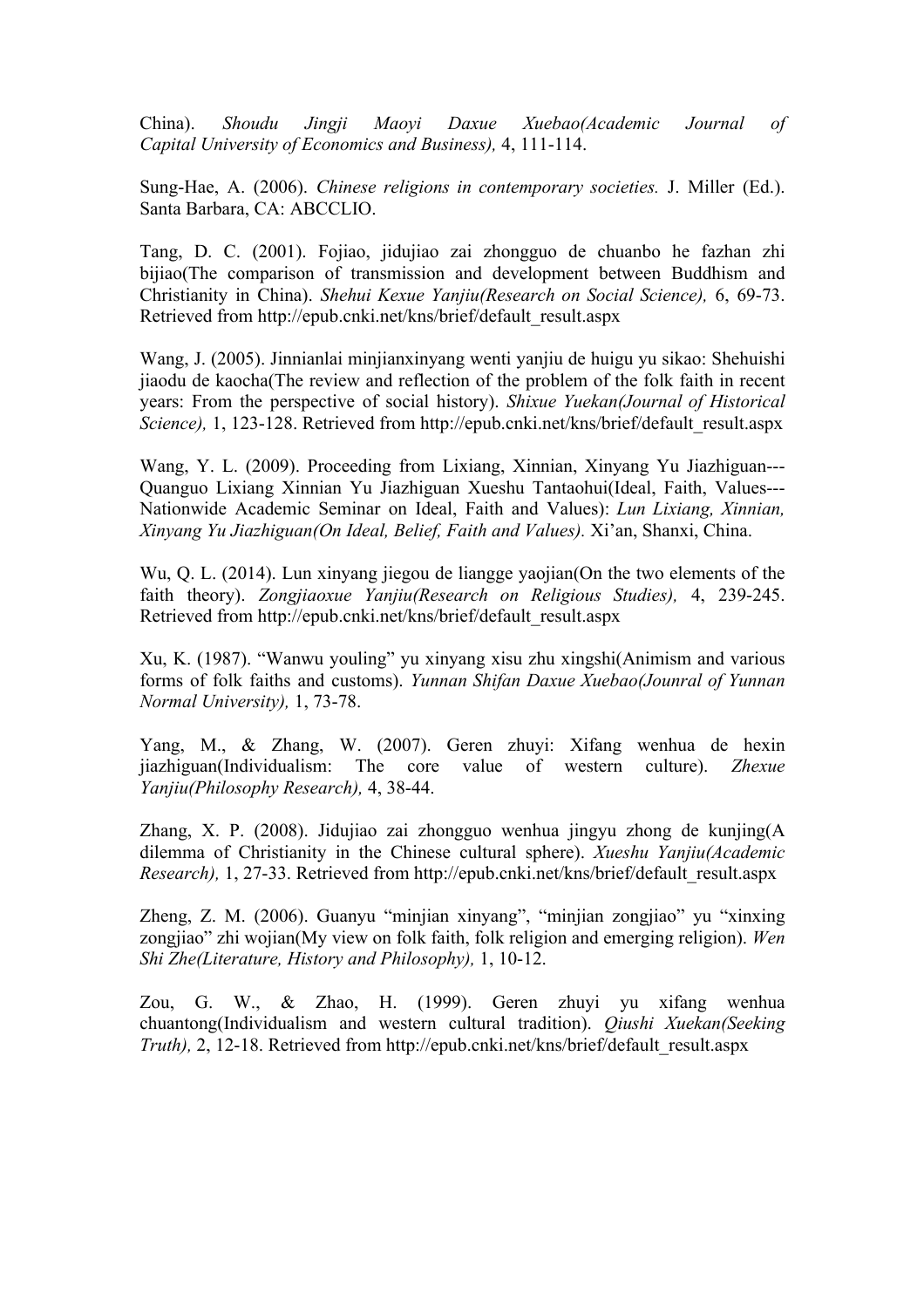China). *Shoudu Jingji Maoyi Daxue Xuebao(Academic Journal of Capital University of Economics and Business),* 4, 111-114.

Sung-Hae, A. (2006). *Chinese religions in contemporary societies.* J. Miller (Ed.). Santa Barbara, CA: ABCCLIO.

Tang, D. C. (2001). Fojiao, jidujiao zai zhongguo de chuanbo he fazhan zhi bijiao(The comparison of transmission and development between Buddhism and Christianity in China). *Shehui Kexue Yanjiu(Research on Social Science),* 6, 69-73. Retrieved from http://epub.cnki.net/kns/brief/default_result.aspx

Wang, J. (2005). Jinnianlai minjianxinyang wenti yanjiu de huigu yu sikao: Shehuishi jiaodu de kaocha(The review and reflection of the problem of the folk faith in recent years: From the perspective of social history). *Shixue Yuekan(Journal of Historical Science),* 1, 123-128. Retrieved from http://epub.cnki.net/kns/brief/default_result.aspx

Wang, Y. L. (2009). Proceeding from Lixiang, Xinnian, Xinyang Yu Jiazhiguan---Quanguo Lixiang Xinnian Yu Jiazhiguan Xueshu Tantaohui(Ideal, Faith, Values---Nationwide Academic Seminar on Ideal, Faith and Values): *Lun Lixiang, Xinnian, Xinyang Yu Jiazhiguan(On Ideal, Belief, Faith and Values).* Xi'an, Shanxi, China.

Wu, Q. L. (2014). Lun xinyang jiegou de liangge yaojian(On the two elements of the faith theory). *Zongjiaoxue Yanjiu(Research on Religious Studies),* 4, 239-245. Retrieved from http://epub.cnki.net/kns/brief/default_result.aspx

Xu, K. (1987). "Wanwu youling" yu xinyang xisu zhu xingshi(Animism and various forms of folk faiths and customs). *Yunnan Shifan Daxue Xuebao(Jounral of Yunnan Normal University),* 1, 73-78.

Yang, M., & Zhang, W. (2007). Geren zhuyi: Xifang wenhua de hexin jiazhiguan(Individualism: The core value of western culture). *Zhexue Yanjiu(Philosophy Research),* 4, 38-44.

Zhang, X. P. (2008). Jidujiao zai zhongguo wenhua jingyu zhong de kunjing(A dilemma of Christianity in the Chinese cultural sphere). *Xueshu Yanjiu(Academic Research),* 1, 27-33. Retrieved from http://epub.cnki.net/kns/brief/default_result.aspx

Zheng, Z. M. (2006). Guanyu "minjian xinyang", "minjian zongjiao" yu "xinxing zongjiao" zhi wojian(My view on folk faith, folk religion and emerging religion). *Wen Shi Zhe(Literature, History and Philosophy),* 1, 10-12.

Zou, G. W., & Zhao, H. (1999). Geren zhuyi yu xifang wenhua chuantong(Individualism and western cultural tradition). *Qiushi Xuekan(Seeking Truth),* 2, 12-18. Retrieved from http://epub.cnki.net/kns/brief/default_result.aspx